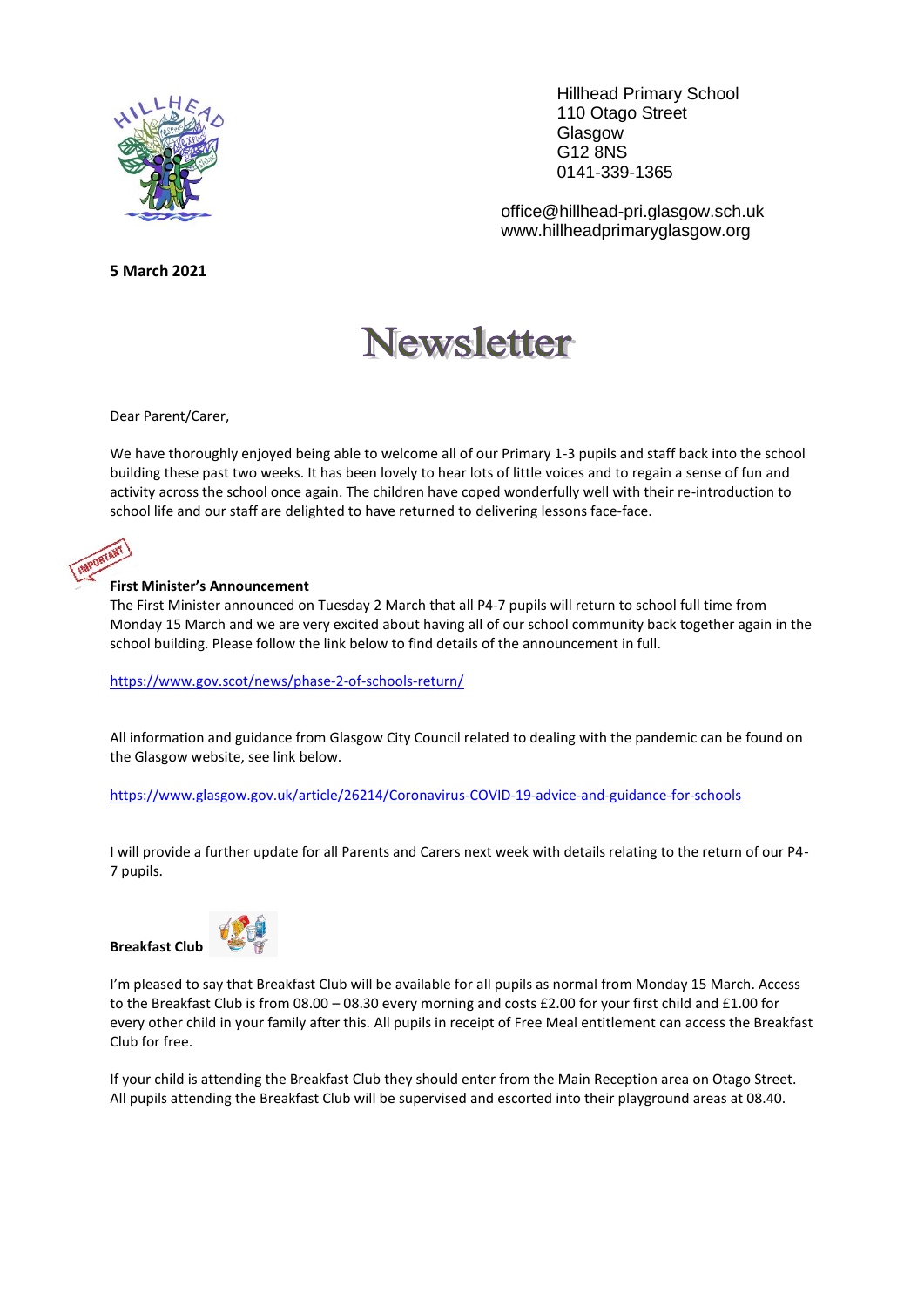Hillhead Primary School
110 Otago Street
Glasgow
G12 8NS
0141-339-1365

office@hillhead-pri.glasgow.sch.uk
www.hillheadprimaryglasgow.org

**5 March 2021**

# Newsletter

Dear Parent/Carer,

We have thoroughly enjoyed being able to welcome all of our Primary 1-3 pupils and staff back into the school building these past two weeks. It has been lovely to hear lots of little voices and to regain a sense of fun and activity across the school once again. The children have coped wonderfully well with their re-introduction to school life and our staff are delighted to have returned to delivering lessons face-face.

**First Minister's Announcement**

The First Minister announced on Tuesday 2 March that all P4-7 pupils will return to school full time from Monday 15 March and we are very excited about having all of our school community back together again in the school building. Please follow the link below to find details of the announcement in full.

https://www.gov.scot/news/phase-2-of-schools-return/

All information and guidance from Glasgow City Council related to dealing with the pandemic can be found on the Glasgow website, see link below.

https://www.glasgow.gov.uk/article/26214/Coronavirus-COVID-19-advice-and-guidance-for-schools

I will provide a further update for all Parents and Carers next week with details relating to the return of our P4-7 pupils.

**Breakfast Club**

I'm pleased to say that Breakfast Club will be available for all pupils as normal from Monday 15 March. Access to the Breakfast Club is from 08.00 – 08.30 every morning and costs £2.00 for your first child and £1.00 for every other child in your family after this. All pupils in receipt of Free Meal entitlement can access the Breakfast Club for free.

If your child is attending the Breakfast Club they should enter from the Main Reception area on Otago Street. All pupils attending the Breakfast Club will be supervised and escorted into their playground areas at 08.40.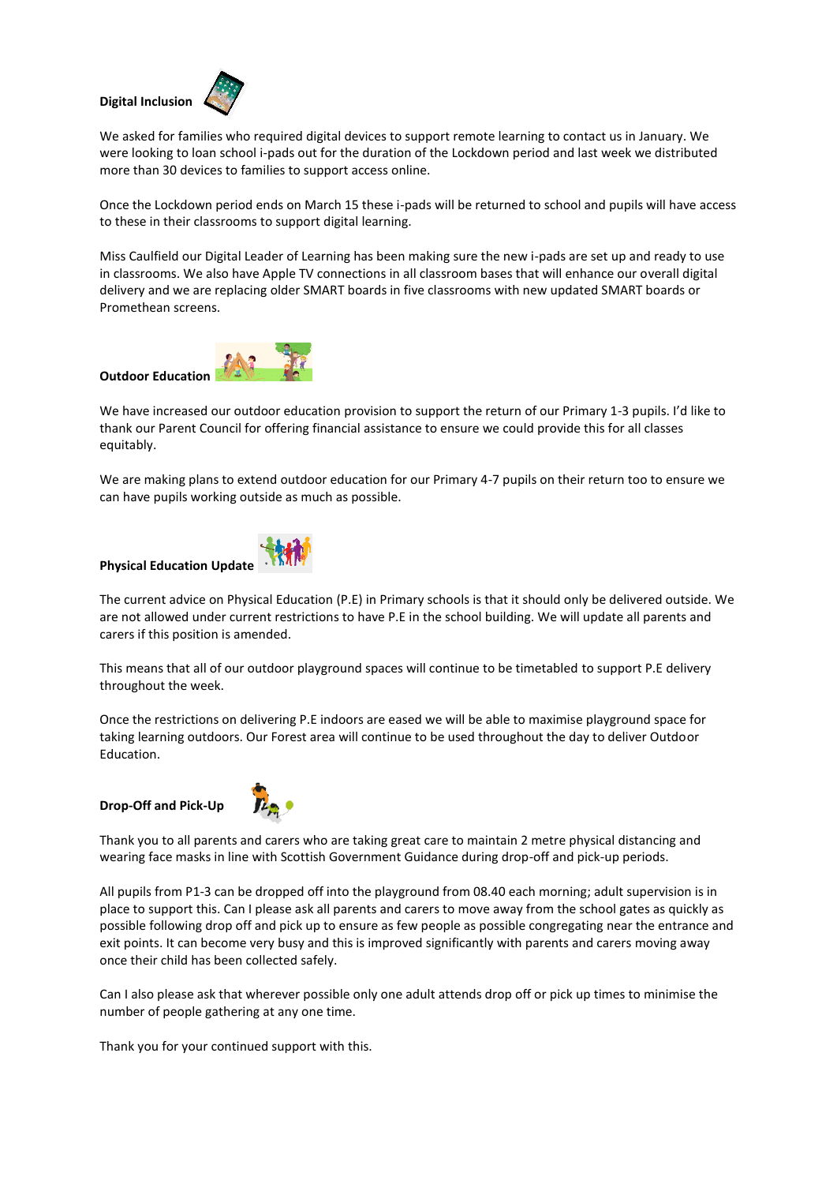**Digital Inclusion**

We asked for families who required digital devices to support remote learning to contact us in January. We were looking to loan school i-pads out for the duration of the Lockdown period and last week we distributed more than 30 devices to families to support access online.

Once the Lockdown period ends on March 15 these i-pads will be returned to school and pupils will have access to these in their classrooms to support digital learning.

Miss Caulfield our Digital Leader of Learning has been making sure the new i-pads are set up and ready to use in classrooms. We also have Apple TV connections in all classroom bases that will enhance our overall digital delivery and we are replacing older SMART boards in five classrooms with new updated SMART boards or Promethean screens.

**Outdoor Education**

We have increased our outdoor education provision to support the return of our Primary 1-3 pupils. I'd like to thank our Parent Council for offering financial assistance to ensure we could provide this for all classes equitably.

We are making plans to extend outdoor education for our Primary 4-7 pupils on their return too to ensure we can have pupils working outside as much as possible.

**Physical Education Update**

The current advice on Physical Education (P.E) in Primary schools is that it should only be delivered outside. We are not allowed under current restrictions to have P.E in the school building. We will update all parents and carers if this position is amended.

This means that all of our outdoor playground spaces will continue to be timetabled to support P.E delivery throughout the week.

Once the restrictions on delivering P.E indoors are eased we will be able to maximise playground space for taking learning outdoors. Our Forest area will continue to be used throughout the day to deliver Outdoor Education.

**Drop-Off and Pick-Up**

Thank you to all parents and carers who are taking great care to maintain 2 metre physical distancing and wearing face masks in line with Scottish Government Guidance during drop-off and pick-up periods.

All pupils from P1-3 can be dropped off into the playground from 08.40 each morning; adult supervision is in place to support this. Can I please ask all parents and carers to move away from the school gates as quickly as possible following drop off and pick up to ensure as few people as possible congregating near the entrance and exit points. It can become very busy and this is improved significantly with parents and carers moving away once their child has been collected safely.

Can I also please ask that wherever possible only one adult attends drop off or pick up times to minimise the number of people gathering at any one time.

Thank you for your continued support with this.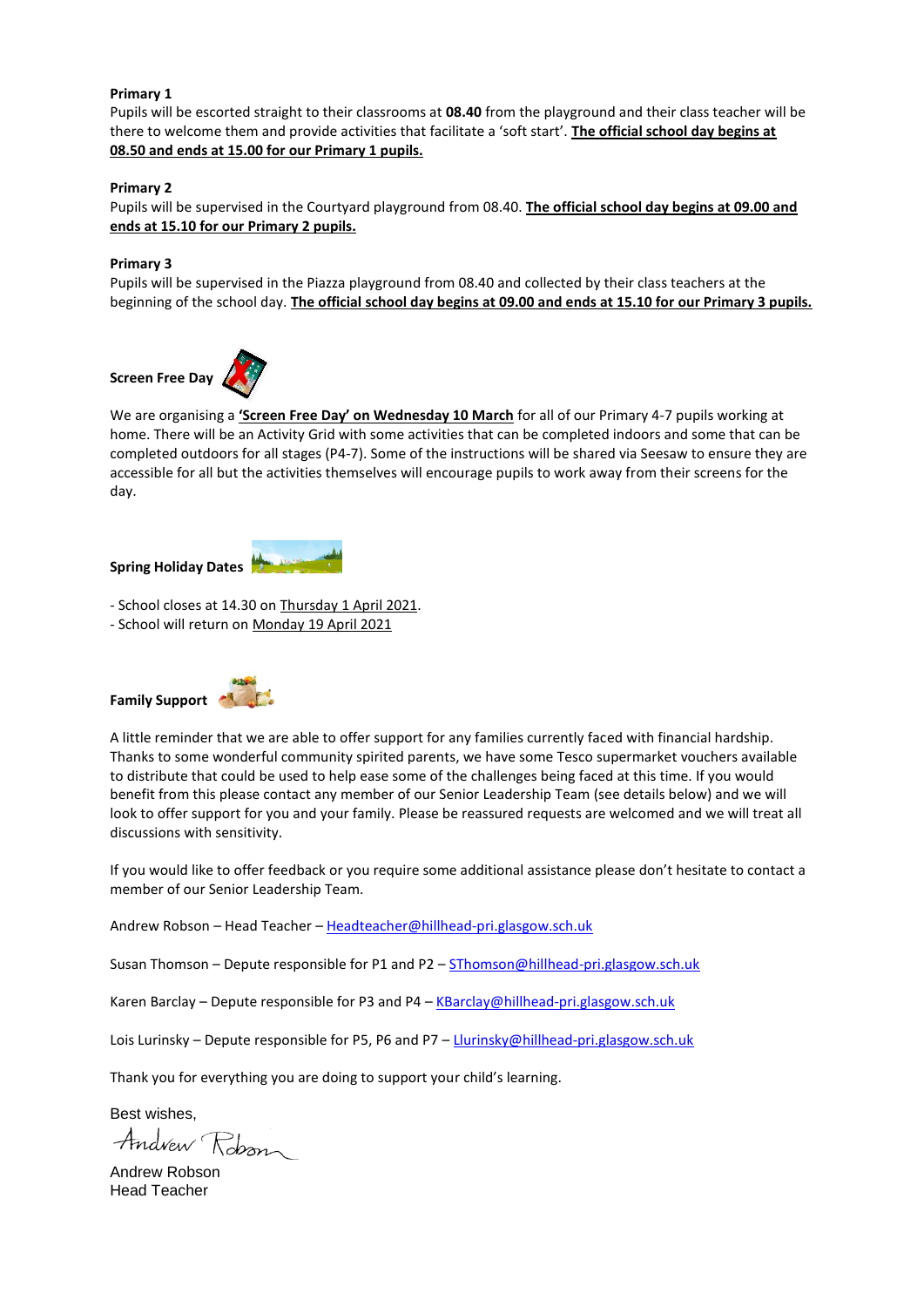**Primary 1**

Pupils will be escorted straight to their classrooms at **08.40** from the playground and their class teacher will be there to welcome them and provide activities that facilitate a 'soft start'. **The official school day begins at 08.50 and ends at 15.00 for our Primary 1 pupils.**

**Primary 2**

Pupils will be supervised in the Courtyard playground from 08.40. **The official school day begins at 09.00 and ends at 15.10 for our Primary 2 pupils.**

**Primary 3**

Pupils will be supervised in the Piazza playground from 08.40 and collected by their class teachers at the beginning of the school day. **The official school day begins at 09.00 and ends at 15.10 for our Primary 3 pupils.**

**Screen Free Day**

We are organising a **'Screen Free Day' on Wednesday 10 March** for all of our Primary 4-7 pupils working at home. There will be an Activity Grid with some activities that can be completed indoors and some that can be completed outdoors for all stages (P4-7). Some of the instructions will be shared via Seesaw to ensure they are accessible for all but the activities themselves will encourage pupils to work away from their screens for the day.

**Spring Holiday Dates**

- School closes at 14.30 on Thursday 1 April 2021.
- School will return on Monday 19 April 2021

**Family Support**

A little reminder that we are able to offer support for any families currently faced with financial hardship. Thanks to some wonderful community spirited parents, we have some Tesco supermarket vouchers available to distribute that could be used to help ease some of the challenges being faced at this time. If you would benefit from this please contact any member of our Senior Leadership Team (see details below) and we will look to offer support for you and your family. Please be reassured requests are welcomed and we will treat all discussions with sensitivity.

If you would like to offer feedback or you require some additional assistance please don't hesitate to contact a member of our Senior Leadership Team.

Andrew Robson – Head Teacher – Headteacher@hillhead-pri.glasgow.sch.uk

Susan Thomson – Depute responsible for P1 and P2 – SThomson@hillhead-pri.glasgow.sch.uk

Karen Barclay – Depute responsible for P3 and P4 – KBarclay@hillhead-pri.glasgow.sch.uk

Lois Lurinsky – Depute responsible for P5, P6 and P7 – Llurinsky@hillhead-pri.glasgow.sch.uk

Thank you for everything you are doing to support your child's learning.

Best wishes,

Andrew Robson

Andrew Robson
Head Teacher